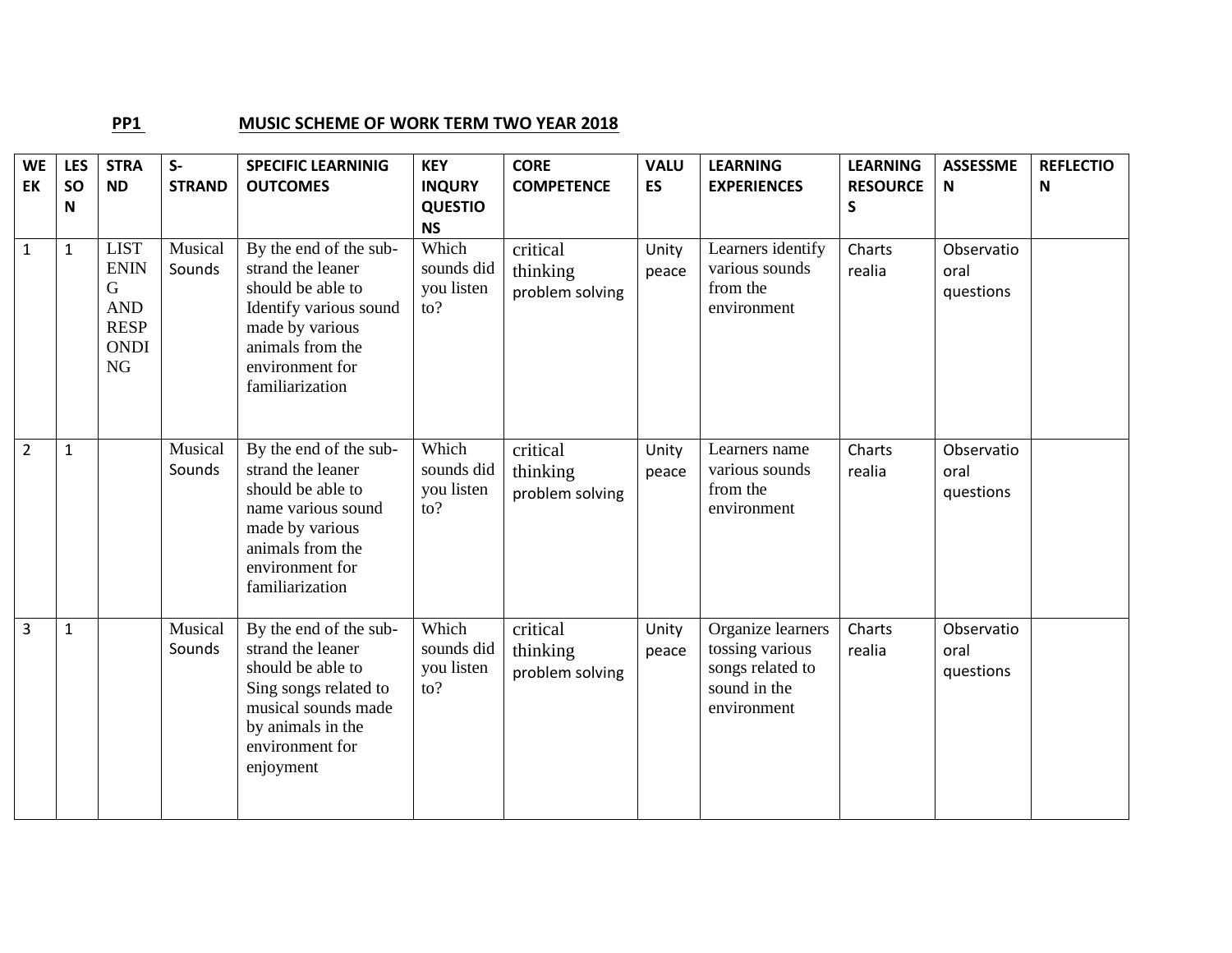**PP1 MUSIC SCHEME OF WORK TERM TWO YEAR 2018**

| WEEK | LESSON | STRAND | S-STRAND | SPECIFIC LEARNINIG OUTCOMES | KEY INQURY QUESTIONS | CORE COMPETENCE | VALUES | LEARNING EXPERIENCES | LEARNING RESOURCES | ASSESSMEN | REFLECTION |
|---|---|---|---|---|---|---|---|---|---|---|---|
| 1 | 1 | LISTENING AND RESPONDING | Musical Sounds | By the end of the sub-strand the leaner should be able to Identify various sound made by various animals from the environment for familiarization | Which sounds did you listen to? | critical thinking problem solving | Unity peace | Learners identify various sounds from the environment | Charts realia | Observatio oral questions | |
| 2 | 1 | | Musical Sounds | By the end of the sub-strand the leaner should be able to name various sound made by various animals from the environment for familiarization | Which sounds did you listen to? | critical thinking problem solving | Unity peace | Learners name various sounds from the environment | Charts realia | Observatio oral questions | |
| 3 | 1 | | Musical Sounds | By the end of the sub-strand the leaner should be able to Sing songs related to musical sounds made by animals in the environment for enjoyment | Which sounds did you listen to? | critical thinking problem solving | Unity peace | Organize learners tossing various songs related to sound in the environment | Charts realia | Observatio oral questions | |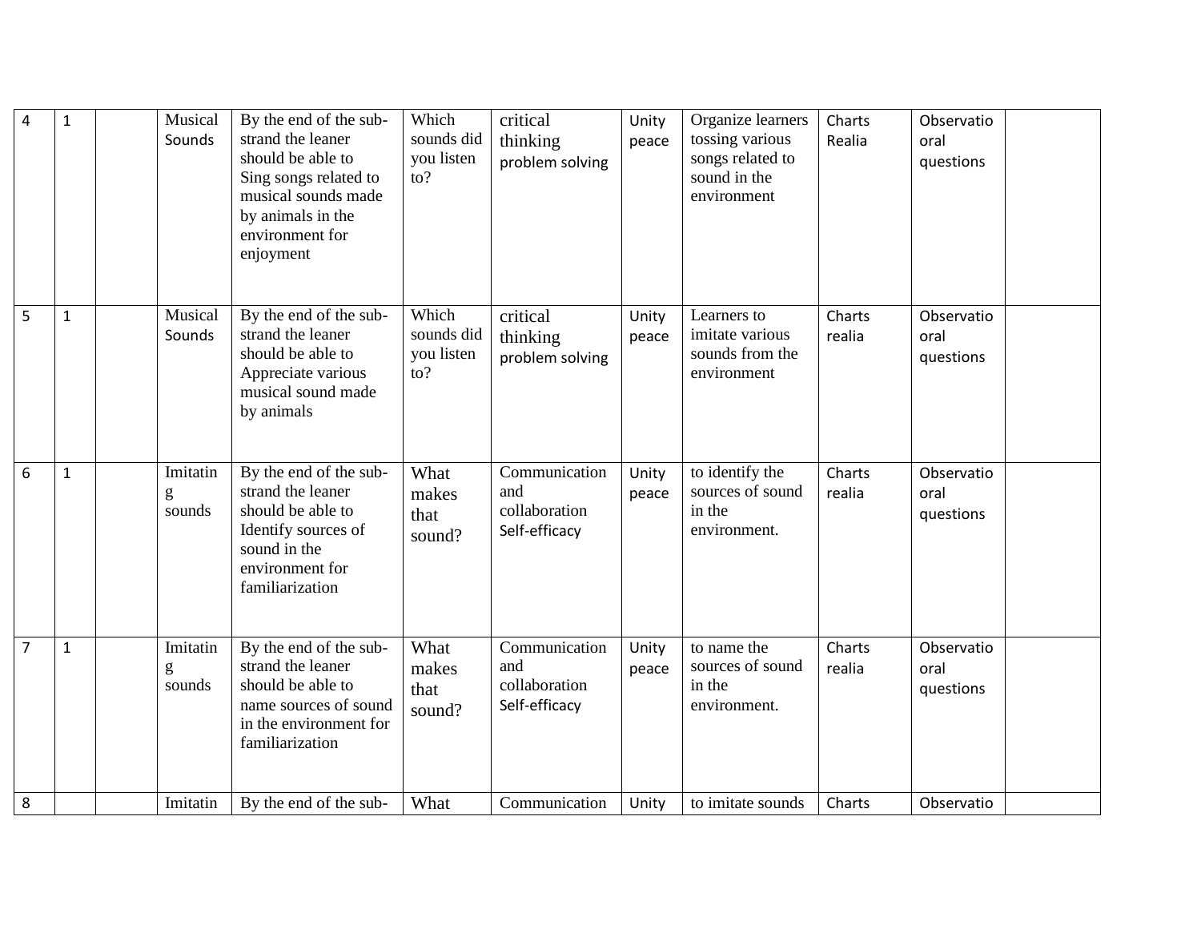| 4 | 1 | | Musical Sounds | By the end of the sub-strand the leaner should be able to Sing songs related to musical sounds made by animals in the environment for enjoyment | Which sounds did you listen to? | critical thinking problem solving | Unity peace | Organize learners tossing various songs related to sound in the environment | Charts Realia | Observatio oral questions | |
|---|---|---|---|---|---|---|---|---|---|---|---|
| 5 | 1 | | Musical Sounds | By the end of the sub-strand the leaner should be able to Appreciate various musical sound made by animals | Which sounds did you listen to? | critical thinking problem solving | Unity peace | Learners to imitate various sounds from the environment | Charts realia | Observatio oral questions | |
| 6 | 1 | | Imitating sounds | By the end of the sub-strand the leaner should be able to Identify sources of sound in the environment for familiarization | What makes that sound? | Communication and collaboration Self-efficacy | Unity peace | to identify the sources of sound in the environment. | Charts realia | Observatio oral questions | |
| 7 | 1 | | Imitating sounds | By the end of the sub-strand the leaner should be able to name sources of sound in the environment for familiarization | What makes that sound? | Communication and collaboration Self-efficacy | Unity peace | to name the sources of sound in the environment. | Charts realia | Observatio oral questions | |
| 8 | | | Imitatin | By the end of the sub- | What | Communication | Unity | to imitate sounds | Charts | Observatio | |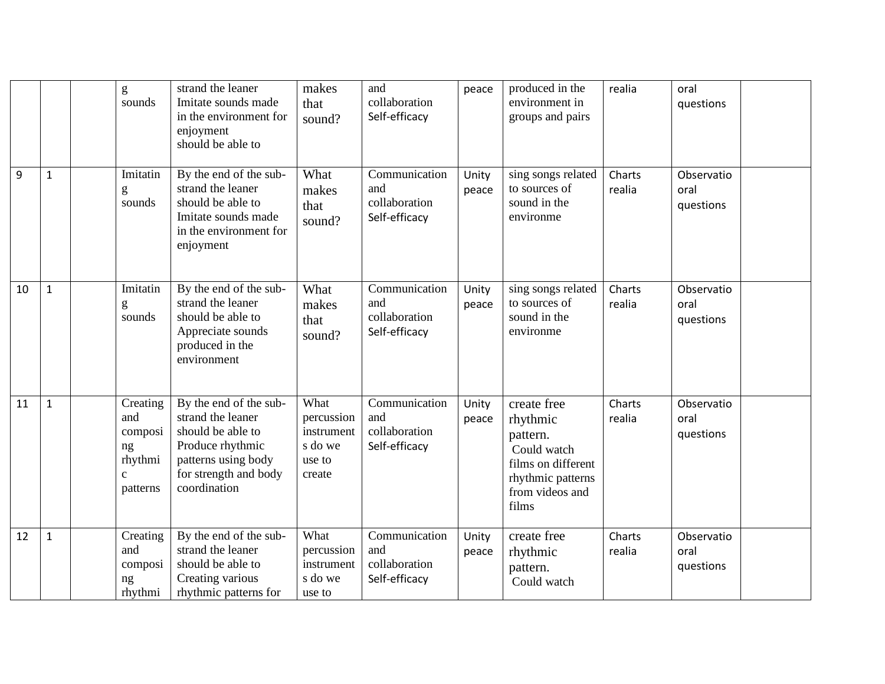| | | | g sounds | strand the leaner Imitate sounds made in the environment for enjoyment should be able to | makes that sound? | and collaboration Self-efficacy | peace | produced in the environment in groups and pairs | realia | oral questions | |
|---|---|---|---|---|---|---|---|---|---|---|---|
| 9 | 1 | | Imitating sounds | By the end of the sub-strand the leaner should be able to Imitate sounds made in the environment for enjoyment | What makes that sound? | Communication and collaboration Self-efficacy | Unity peace | sing songs related to sources of sound in the environme | Charts realia | Observatio oral questions | |
| 10 | 1 | | Imitating sounds | By the end of the sub-strand the leaner should be able to Appreciate sounds produced in the environment | What makes that sound? | Communication and collaboration Self-efficacy | Unity peace | sing songs related to sources of sound in the environme | Charts realia | Observatio oral questions | |
| 11 | 1 | | Creating and composing rhythmic patterns | By the end of the sub-strand the leaner should be able to Produce rhythmic patterns using body for strength and body coordination | What percussion instruments do we use to create | Communication and collaboration Self-efficacy | Unity peace | create free rhythmic pattern. Could watch films on different rhythmic patterns from videos and films | Charts realia | Observatio oral questions | |
| 12 | 1 | | Creating and composing rhythmi | By the end of the sub-strand the leaner should be able to Creating various rhythmic patterns for | What percussion instruments do we use to | Communication and collaboration Self-efficacy | Unity peace | create free rhythmic pattern. Could watch | Charts realia | Observatio oral questions | |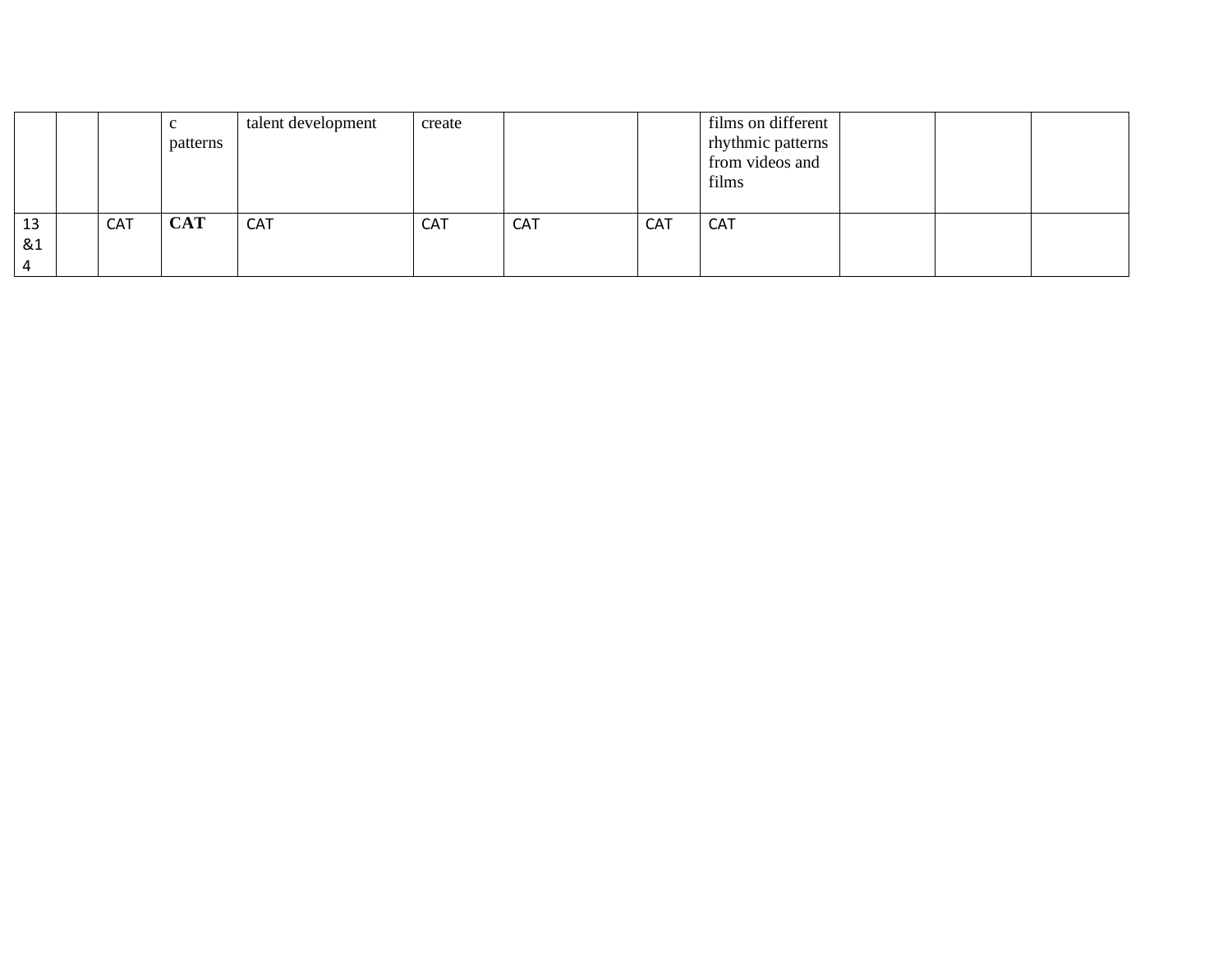| | | | | | | | | | | | |
|---|---|---|---|---|---|---|---|---|---|---|---|
| | | | c patterns | talent development | create | | | films on different rhythmic patterns from videos and films | | | |
| 13 &14 | | CAT | **CAT** | CAT | CAT | CAT | CAT | CAT | | | |